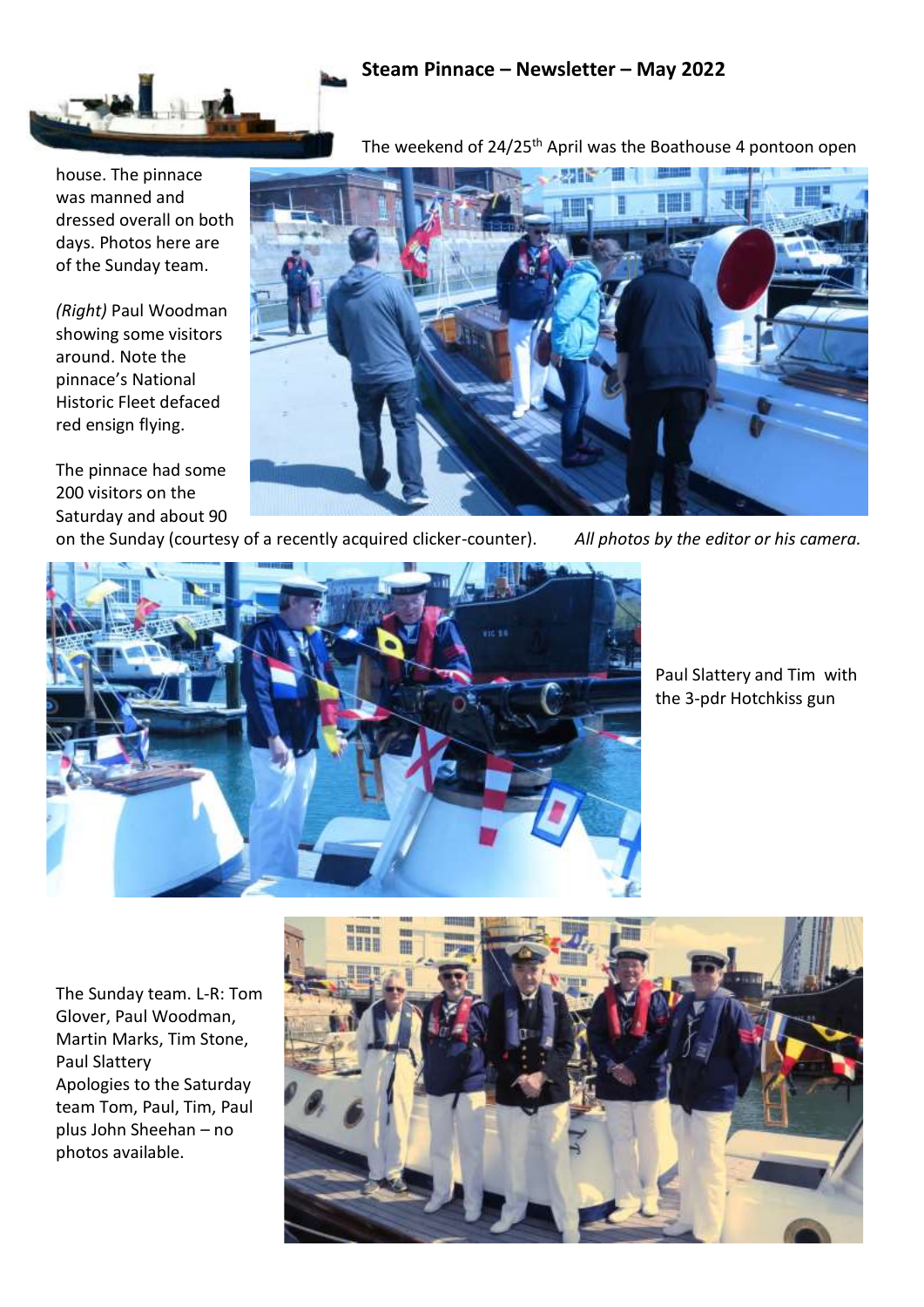## Steam Pinnace – Newsletter – May 2022

The weekend of 24/25th April was the Boathouse 4 pontoon open house. The pinnace was manned and dressed overall on both days. Photos here are of the Sunday team.

*(Right)* Paul Woodman showing some visitors around. Note the pinnace's National Historic Fleet defaced red ensign flying.

The pinnace had some 200 visitors on the Saturday and about 90 on the Sunday (courtesy of a recently acquired clicker-counter).

*All photos by the editor or his camera.*

Paul Slattery and Tim with the 3-pdr Hotchkiss gun

The Sunday team. L-R: Tom Glover, Paul Woodman, Martin Marks, Tim Stone, Paul Slattery

Apologies to the Saturday team Tom, Paul, Tim, Paul plus John Sheehan – no photos available.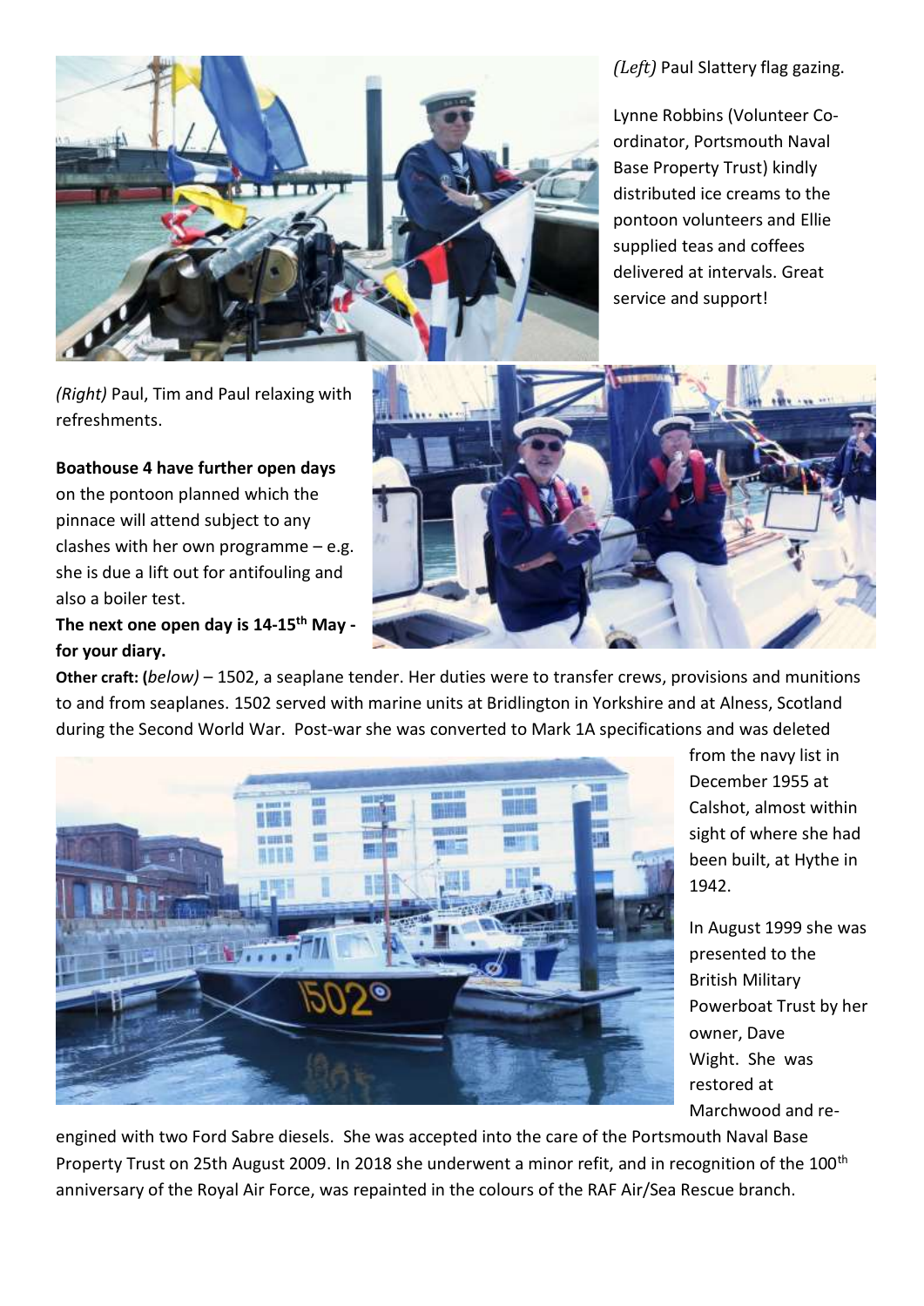*(Left)* Paul Slattery flag gazing.

Lynne Robbins (Volunteer Co-ordinator, Portsmouth Naval Base Property Trust) kindly distributed ice creams to the pontoon volunteers and Ellie supplied teas and coffees delivered at intervals. Great service and support!

*(Right)* Paul, Tim and Paul relaxing with refreshments.

**Boathouse 4 have further open days** on the pontoon planned which the pinnace will attend subject to any clashes with her own programme – e.g. she is due a lift out for antifouling and also a boiler test.

**The next one open day is 14-15th May - for your diary.**

**Other craft: (***below)* – 1502, a seaplane tender. Her duties were to transfer crews, provisions and munitions to and from seaplanes. 1502 served with marine units at Bridlington in Yorkshire and at Alness, Scotland during the Second World War. Post-war she was converted to Mark 1A specifications and was deleted from the navy list in December 1955 at Calshot, almost within sight of where she had been built, at Hythe in 1942.

In August 1999 she was presented to the British Military Powerboat Trust by her owner, Dave Wight. She was restored at Marchwood and re-engined with two Ford Sabre diesels. She was accepted into the care of the Portsmouth Naval Base Property Trust on 25th August 2009. In 2018 she underwent a minor refit, and in recognition of the 100th anniversary of the Royal Air Force, was repainted in the colours of the RAF Air/Sea Rescue branch.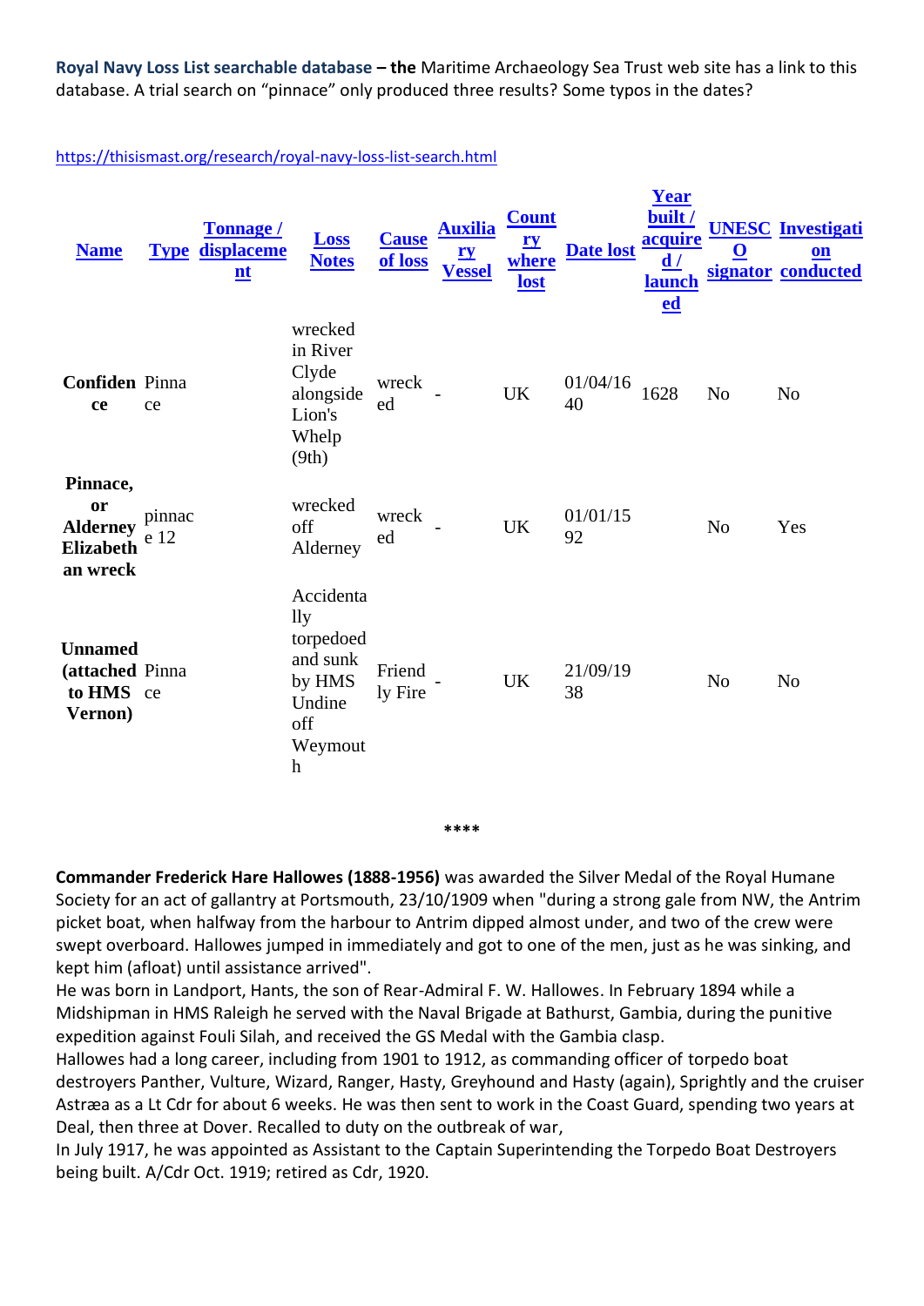**Royal Navy Loss List searchable database – the** Maritime Archaeology Sea Trust web site has a link to this database. A trial search on "pinnace" only produced three results? Some typos in the dates?

https://thisismast.org/research/royal-navy-loss-list-search.html

| Name | Type | Tonnage / displacement | Loss Notes | Cause of loss | Auxiliary Vessel | Country where lost | Date lost | Year built / acquired / launched | UNESCO signator | Investigation conducted |
|---|---|---|---|---|---|---|---|---|---|---|
| **Confidence** | Pinnace | | wrecked in River Clyde alongside Lion's Whelp (9th) | wrecked | - | UK | 01/04/1640 | 1628 | No | No |
| **Pinnace, or Alderney Elizabethan wreck** | pinnace 12 | | wrecked off Alderney | wrecked | - | UK | 01/01/1592 | | No | Yes |
| **Unnamed (attached to HMS Vernon)** | Pinnace | | Accidentally torpedoed and sunk by HMS Undine off Weymouth | Friendly Fire | - | UK | 21/09/1938 | | No | No |

****

**Commander Frederick Hare Hallowes (1888-1956)** was awarded the Silver Medal of the Royal Humane Society for an act of gallantry at Portsmouth, 23/10/1909 when "during a strong gale from NW, the Antrim picket boat, when halfway from the harbour to Antrim dipped almost under, and two of the crew were swept overboard. Hallowes jumped in immediately and got to one of the men, just as he was sinking, and kept him (afloat) until assistance arrived".

He was born in Landport, Hants, the son of Rear-Admiral F. W. Hallowes. In February 1894 while a Midshipman in HMS Raleigh he served with the Naval Brigade at Bathurst, Gambia, during the punitive expedition against Fouli Silah, and received the GS Medal with the Gambia clasp.

Hallowes had a long career, including from 1901 to 1912, as commanding officer of torpedo boat destroyers Panther, Vulture, Wizard, Ranger, Hasty, Greyhound and Hasty (again), Sprightly and the cruiser Astræa as a Lt Cdr for about 6 weeks. He was then sent to work in the Coast Guard, spending two years at Deal, then three at Dover. Recalled to duty on the outbreak of war,

In July 1917, he was appointed as Assistant to the Captain Superintending the Torpedo Boat Destroyers being built. A/Cdr Oct. 1919; retired as Cdr, 1920.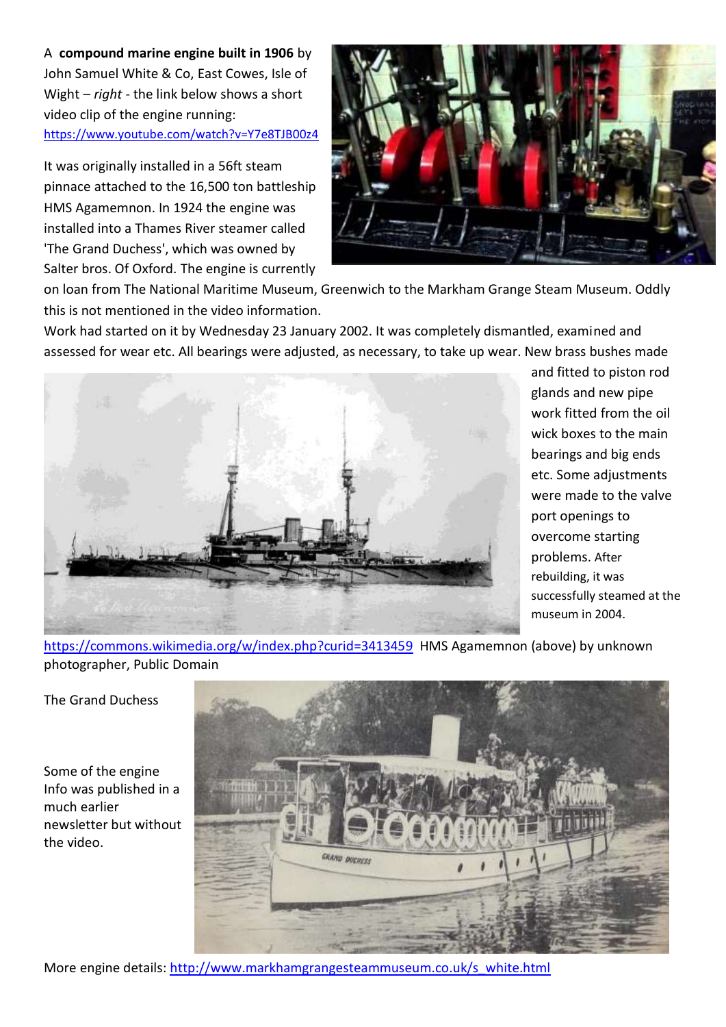A **compound marine engine built in 1906** by John Samuel White & Co, East Cowes, Isle of Wight – *right* - the link below shows a short video clip of the engine running: https://www.youtube.com/watch?v=Y7e8TJB00z4

It was originally installed in a 56ft steam pinnace attached to the 16,500 ton battleship HMS Agamemnon. In 1924 the engine was installed into a Thames River steamer called 'The Grand Duchess', which was owned by Salter bros. Of Oxford. The engine is currently on loan from The National Maritime Museum, Greenwich to the Markham Grange Steam Museum. Oddly this is not mentioned in the video information.

Work had started on it by Wednesday 23 January 2002. It was completely dismantled, examined and assessed for wear etc. All bearings were adjusted, as necessary, to take up wear. New brass bushes made and fitted to piston rod glands and new pipe work fitted from the oil wick boxes to the main bearings and big ends etc. Some adjustments were made to the valve port openings to overcome starting problems. After rebuilding, it was successfully steamed at the museum in 2004.

https://commons.wikimedia.org/w/index.php?curid=3413459 HMS Agamemnon (above) by unknown photographer, Public Domain

The Grand Duchess

Some of the engine Info was published in a much earlier newsletter but without the video.

More engine details: http://www.markhamgrangesteammuseum.co.uk/s_white.html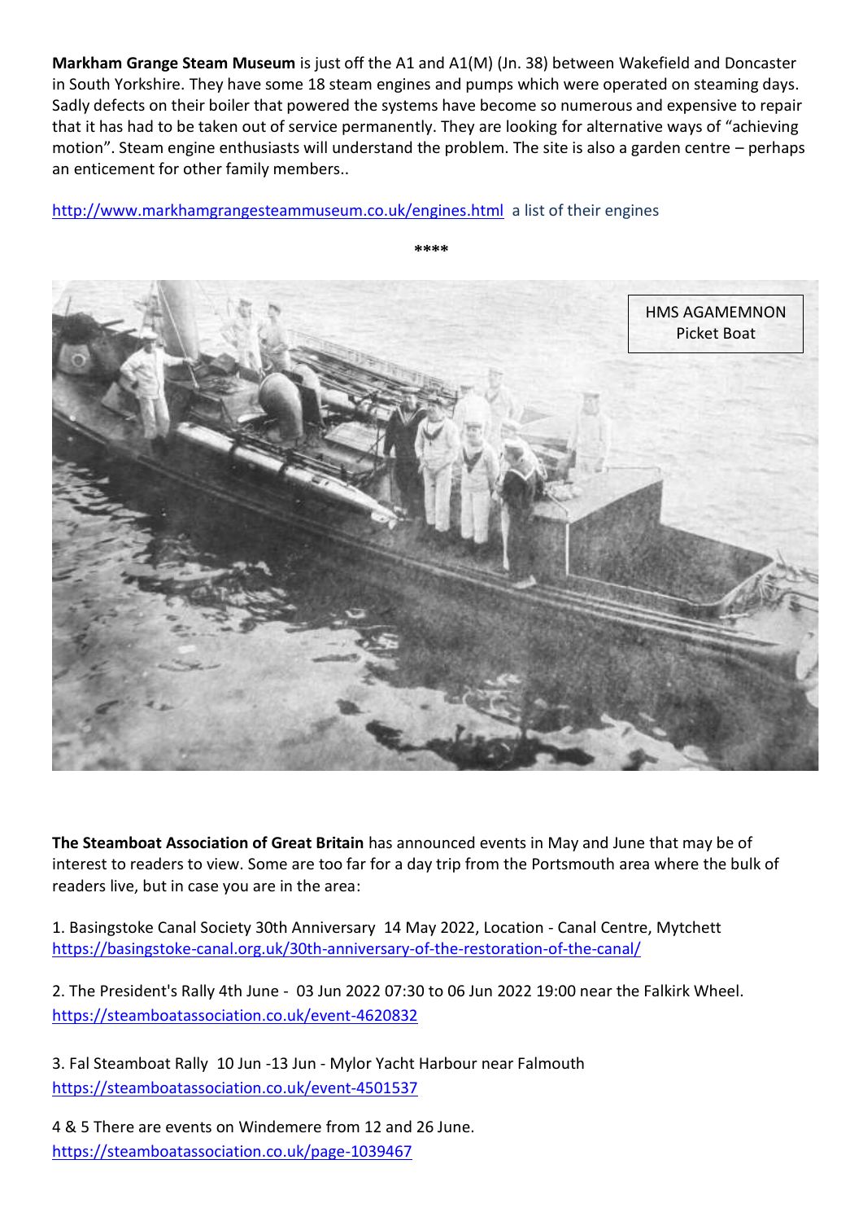**Markham Grange Steam Museum** is just off the A1 and A1(M) (Jn. 38) between Wakefield and Doncaster in South Yorkshire. They have some 18 steam engines and pumps which were operated on steaming days. Sadly defects on their boiler that powered the systems have become so numerous and expensive to repair that it has had to be taken out of service permanently. They are looking for alternative ways of "achieving motion". Steam engine enthusiasts will understand the problem. The site is also a garden centre – perhaps an enticement for other family members..

http://www.markhamgrangesteammuseum.co.uk/engines.html a list of their engines

\*\*\*\*

HMS AGAMEMNON Picket Boat

**The Steamboat Association of Great Britain** has announced events in May and June that may be of interest to readers to view. Some are too far for a day trip from the Portsmouth area where the bulk of readers live, but in case you are in the area:

1. Basingstoke Canal Society 30th Anniversary 14 May 2022, Location - Canal Centre, Mytchett
https://basingstoke-canal.org.uk/30th-anniversary-of-the-restoration-of-the-canal/

2. The President's Rally 4th June - 03 Jun 2022 07:30 to 06 Jun 2022 19:00 near the Falkirk Wheel.
https://steamboatassociation.co.uk/event-4620832

3. Fal Steamboat Rally 10 Jun -13 Jun - Mylor Yacht Harbour near Falmouth
https://steamboatassociation.co.uk/event-4501537

4 & 5 There are events on Windemere from 12 and 26 June.
https://steamboatassociation.co.uk/page-1039467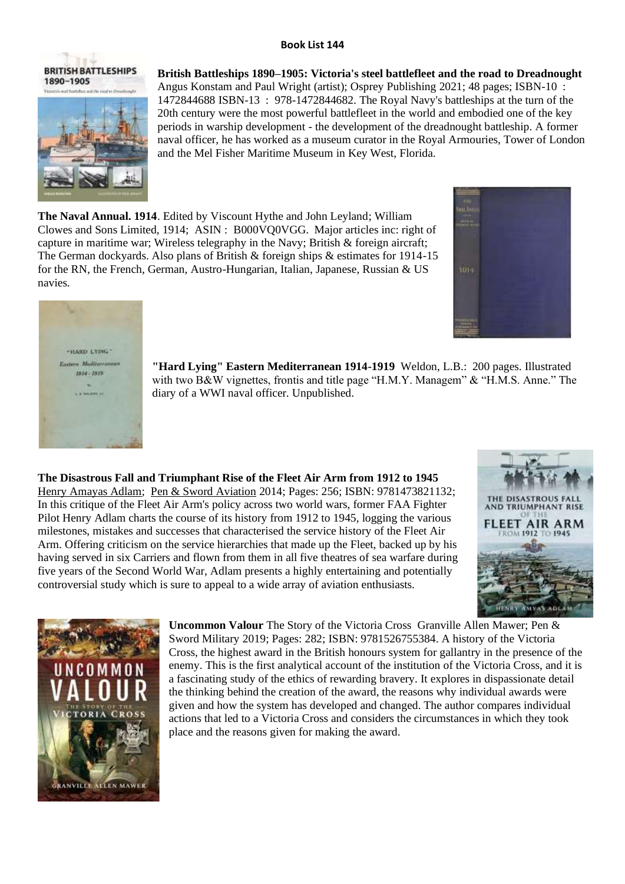**Book List 144**

**British Battleships 1890–1905: Victoria's steel battlefleet and the road to Dreadnought** Angus Konstam and Paul Wright (artist); Osprey Publishing 2021; 48 pages; ISBN-10 : 1472844688 ISBN-13 : 978-1472844682. The Royal Navy's battleships at the turn of the 20th century were the most powerful battlefleet in the world and embodied one of the key periods in warship development - the development of the dreadnought battleship. A former naval officer, he has worked as a museum curator in the Royal Armouries, Tower of London and the Mel Fisher Maritime Museum in Key West, Florida.

**The Naval Annual. 1914**. Edited by Viscount Hythe and John Leyland; William Clowes and Sons Limited, 1914; ASIN : B000VQ0VGG. Major articles inc: right of capture in maritime war; Wireless telegraphy in the Navy; British & foreign aircraft; The German dockyards. Also plans of British & foreign ships & estimates for 1914-15 for the RN, the French, German, Austro-Hungarian, Italian, Japanese, Russian & US navies.

**"Hard Lying" Eastern Mediterranean 1914-1919** Weldon, L.B.: 200 pages. Illustrated with two B&W vignettes, frontis and title page "H.M.Y. Managem" & "H.M.S. Anne." The diary of a WWI naval officer. Unpublished.

**The Disastrous Fall and Triumphant Rise of the Fleet Air Arm from 1912 to 1945** Henry Amayas Adlam; Pen & Sword Aviation 2014; Pages: 256; ISBN: 9781473821132; In this critique of the Fleet Air Arm's policy across two world wars, former FAA Fighter Pilot Henry Adlam charts the course of its history from 1912 to 1945, logging the various milestones, mistakes and successes that characterised the service history of the Fleet Air Arm. Offering criticism on the service hierarchies that made up the Fleet, backed up by his having served in six Carriers and flown from them in all five theatres of sea warfare during five years of the Second World War, Adlam presents a highly entertaining and potentially controversial study which is sure to appeal to a wide array of aviation enthusiasts.

**Uncommon Valour** The Story of the Victoria Cross Granville Allen Mawer; Pen & Sword Military 2019; Pages: 282; ISBN: 9781526755384. A history of the Victoria Cross, the highest award in the British honours system for gallantry in the presence of the enemy. This is the first analytical account of the institution of the Victoria Cross, and it is a fascinating study of the ethics of rewarding bravery. It explores in dispassionate detail the thinking behind the creation of the award, the reasons why individual awards were given and how the system has developed and changed. The author compares individual actions that led to a Victoria Cross and considers the circumstances in which they took place and the reasons given for making the award.